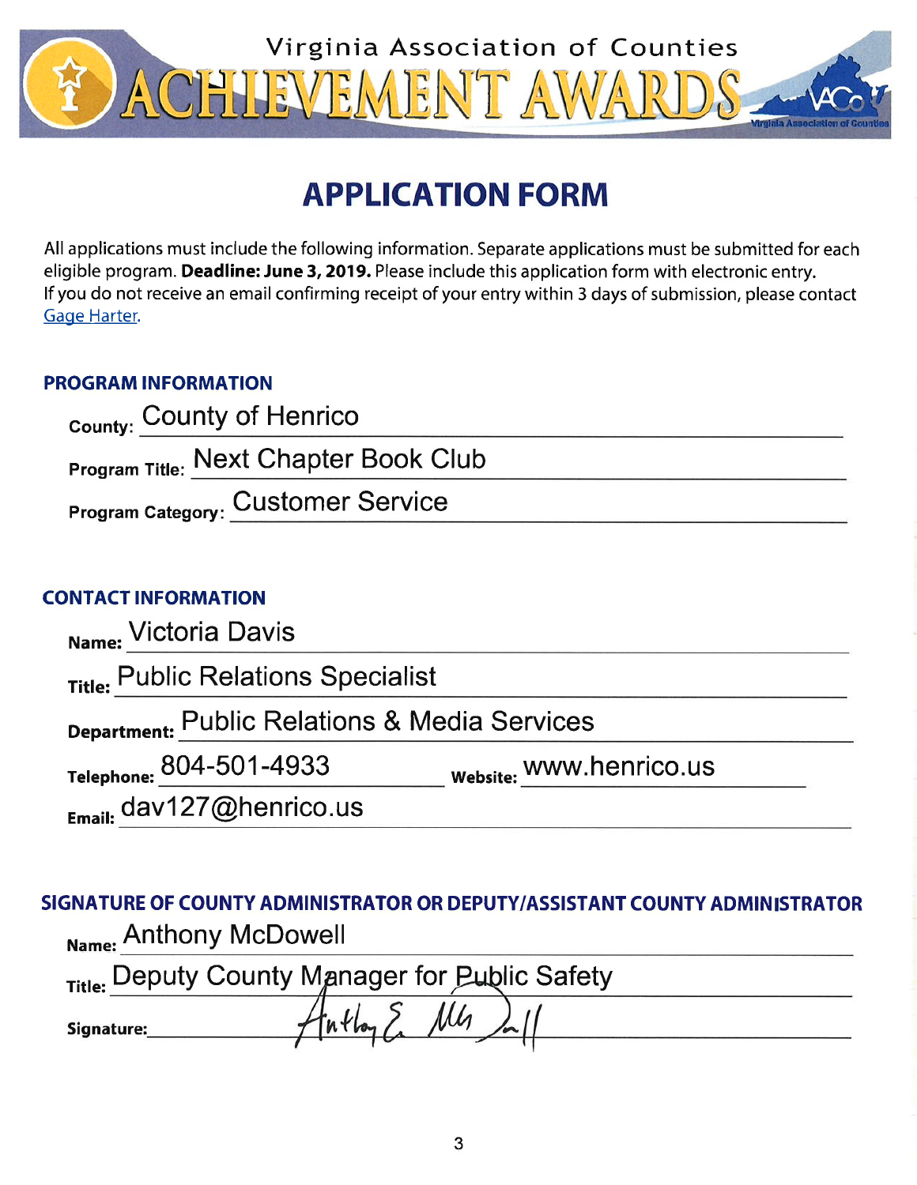# Virginia Association of Counties ACHIEVEMENT AWARDS

## APPLICATION FORM

All applications must include the following information. Separate applications must be submitted for each eligible program. **Deadline: June 3, 2019.** Please include this application form with electronic entry. If you do not receive an email confirming receipt of your entry within 3 days of submission, please contact Gage Harter.

### PROGRAM INFORMATION

County: County of Henrico

Program Title: Next Chapter Book Club

Program Category: Customer Service

### CONTACT INFORMATION

Name: Victoria Davis

Title: Public Relations Specialist

Department: Public Relations & Media Services

Telephone: 804-501-4933 Website: www.henrico.us

Email: dav127@henrico.us

### SIGNATURE OF COUNTY ADMINISTRATOR OR DEPUTY/ASSISTANT COUNTY ADMINISTRATOR

Name: Anthony McDowell

Title: Deputy County Manager for Public Safety

Signature: Anthony E. McDowell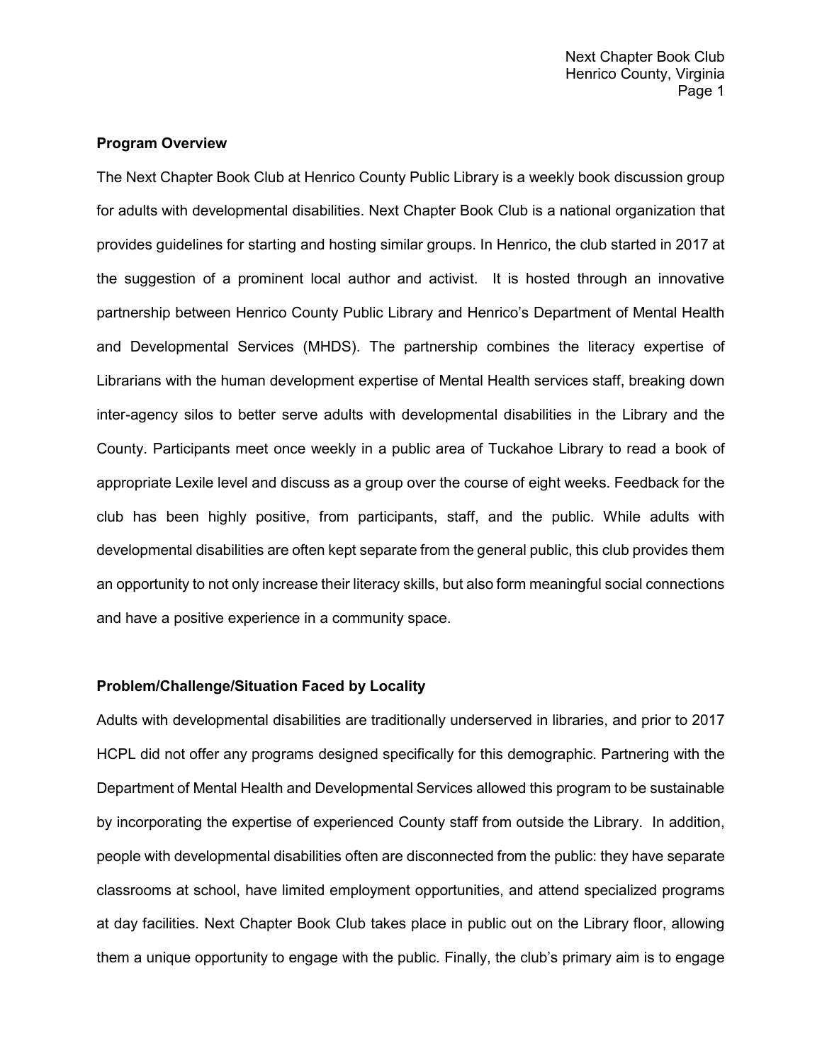**Program Overview**

The Next Chapter Book Club at Henrico County Public Library is a weekly book discussion group for adults with developmental disabilities. Next Chapter Book Club is a national organization that provides guidelines for starting and hosting similar groups. In Henrico, the club started in 2017 at the suggestion of a prominent local author and activist. It is hosted through an innovative partnership between Henrico County Public Library and Henrico's Department of Mental Health and Developmental Services (MHDS). The partnership combines the literacy expertise of Librarians with the human development expertise of Mental Health services staff, breaking down inter-agency silos to better serve adults with developmental disabilities in the Library and the County. Participants meet once weekly in a public area of Tuckahoe Library to read a book of appropriate Lexile level and discuss as a group over the course of eight weeks. Feedback for the club has been highly positive, from participants, staff, and the public. While adults with developmental disabilities are often kept separate from the general public, this club provides them an opportunity to not only increase their literacy skills, but also form meaningful social connections and have a positive experience in a community space.

**Problem/Challenge/Situation Faced by Locality**

Adults with developmental disabilities are traditionally underserved in libraries, and prior to 2017 HCPL did not offer any programs designed specifically for this demographic. Partnering with the Department of Mental Health and Developmental Services allowed this program to be sustainable by incorporating the expertise of experienced County staff from outside the Library. In addition, people with developmental disabilities often are disconnected from the public: they have separate classrooms at school, have limited employment opportunities, and attend specialized programs at day facilities. Next Chapter Book Club takes place in public out on the Library floor, allowing them a unique opportunity to engage with the public. Finally, the club's primary aim is to engage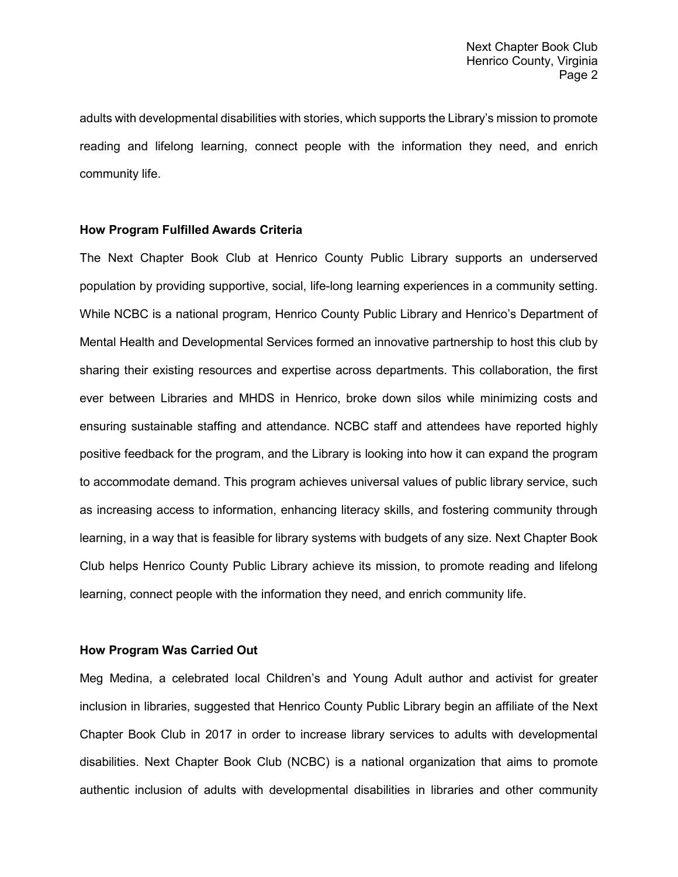adults with developmental disabilities with stories, which supports the Library's mission to promote reading and lifelong learning, connect people with the information they need, and enrich community life.

**How Program Fulfilled Awards Criteria**

The Next Chapter Book Club at Henrico County Public Library supports an underserved population by providing supportive, social, life-long learning experiences in a community setting. While NCBC is a national program, Henrico County Public Library and Henrico's Department of Mental Health and Developmental Services formed an innovative partnership to host this club by sharing their existing resources and expertise across departments. This collaboration, the first ever between Libraries and MHDS in Henrico, broke down silos while minimizing costs and ensuring sustainable staffing and attendance. NCBC staff and attendees have reported highly positive feedback for the program, and the Library is looking into how it can expand the program to accommodate demand. This program achieves universal values of public library service, such as increasing access to information, enhancing literacy skills, and fostering community through learning, in a way that is feasible for library systems with budgets of any size. Next Chapter Book Club helps Henrico County Public Library achieve its mission, to promote reading and lifelong learning, connect people with the information they need, and enrich community life.

**How Program Was Carried Out**

Meg Medina, a celebrated local Children's and Young Adult author and activist for greater inclusion in libraries, suggested that Henrico County Public Library begin an affiliate of the Next Chapter Book Club in 2017 in order to increase library services to adults with developmental disabilities. Next Chapter Book Club (NCBC) is a national organization that aims to promote authentic inclusion of adults with developmental disabilities in libraries and other community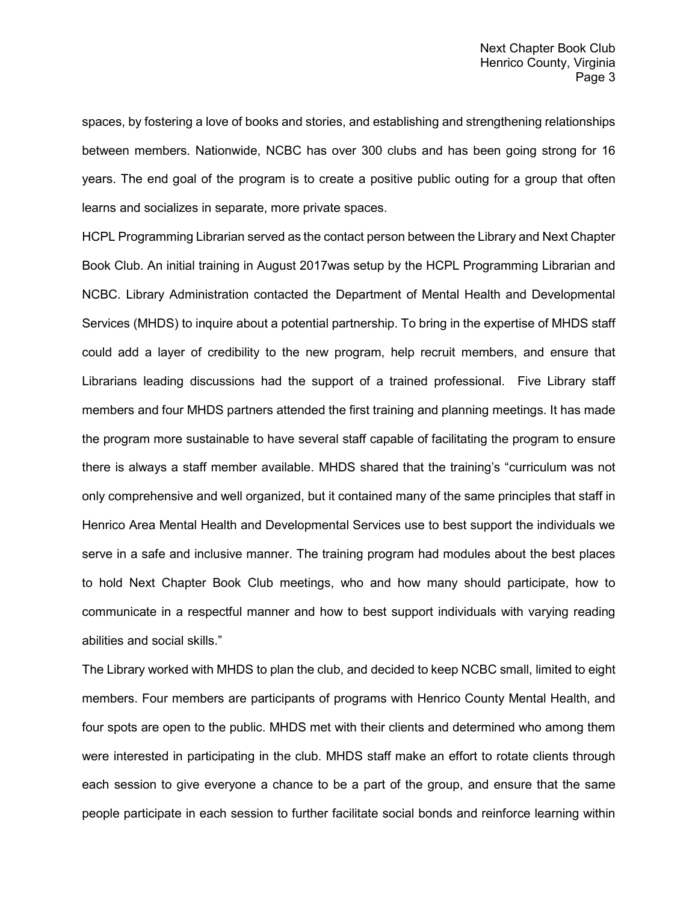spaces, by fostering a love of books and stories, and establishing and strengthening relationships between members. Nationwide, NCBC has over 300 clubs and has been going strong for 16 years. The end goal of the program is to create a positive public outing for a group that often learns and socializes in separate, more private spaces.

HCPL Programming Librarian served as the contact person between the Library and Next Chapter Book Club. An initial training in August 2017was setup by the HCPL Programming Librarian and NCBC. Library Administration contacted the Department of Mental Health and Developmental Services (MHDS) to inquire about a potential partnership. To bring in the expertise of MHDS staff could add a layer of credibility to the new program, help recruit members, and ensure that Librarians leading discussions had the support of a trained professional.  Five Library staff members and four MHDS partners attended the first training and planning meetings. It has made the program more sustainable to have several staff capable of facilitating the program to ensure there is always a staff member available. MHDS shared that the training's "curriculum was not only comprehensive and well organized, but it contained many of the same principles that staff in Henrico Area Mental Health and Developmental Services use to best support the individuals we serve in a safe and inclusive manner. The training program had modules about the best places to hold Next Chapter Book Club meetings, who and how many should participate, how to communicate in a respectful manner and how to best support individuals with varying reading abilities and social skills."

The Library worked with MHDS to plan the club, and decided to keep NCBC small, limited to eight members. Four members are participants of programs with Henrico County Mental Health, and four spots are open to the public. MHDS met with their clients and determined who among them were interested in participating in the club. MHDS staff make an effort to rotate clients through each session to give everyone a chance to be a part of the group, and ensure that the same people participate in each session to further facilitate social bonds and reinforce learning within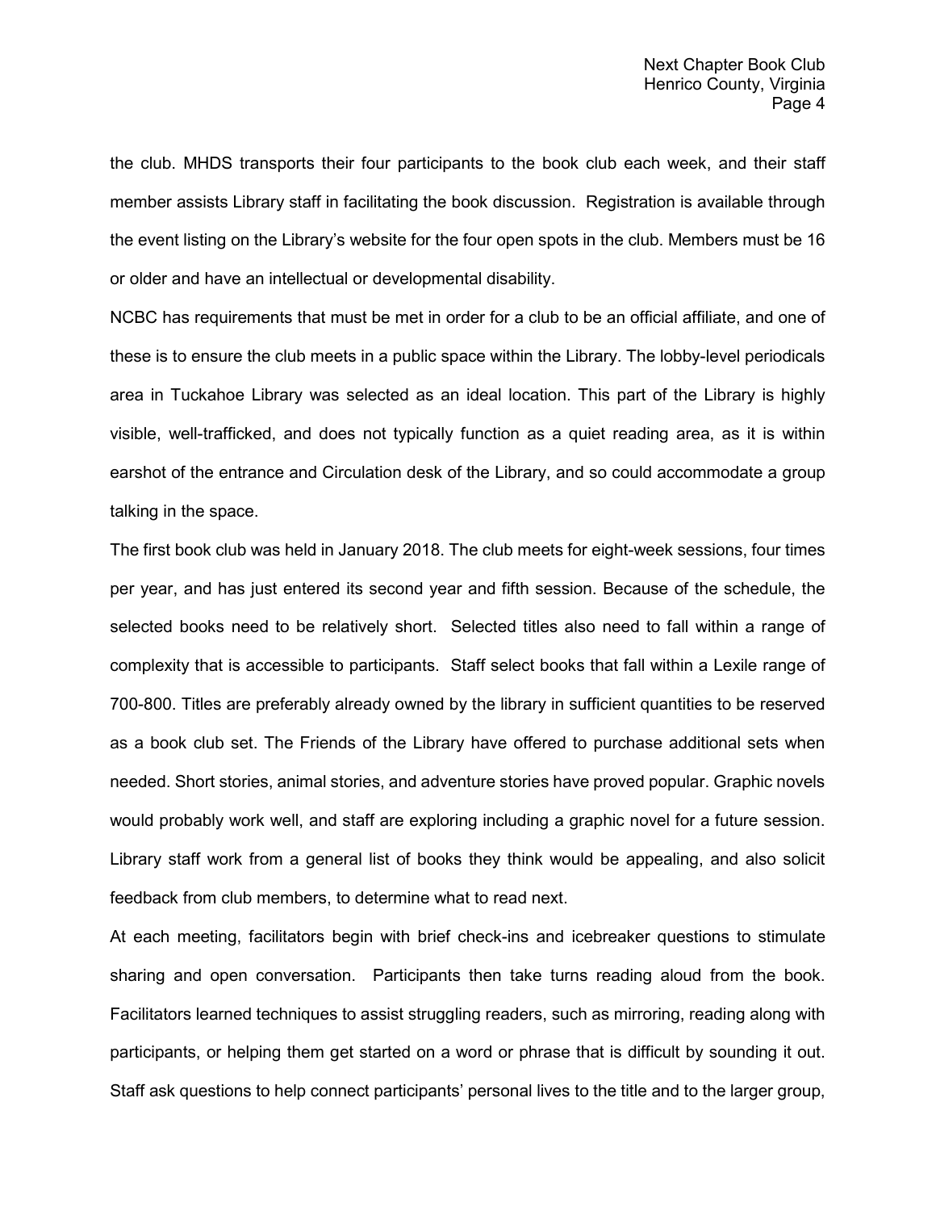the club. MHDS transports their four participants to the book club each week, and their staff member assists Library staff in facilitating the book discussion. Registration is available through the event listing on the Library's website for the four open spots in the club. Members must be 16 or older and have an intellectual or developmental disability.

NCBC has requirements that must be met in order for a club to be an official affiliate, and one of these is to ensure the club meets in a public space within the Library. The lobby-level periodicals area in Tuckahoe Library was selected as an ideal location. This part of the Library is highly visible, well-trafficked, and does not typically function as a quiet reading area, as it is within earshot of the entrance and Circulation desk of the Library, and so could accommodate a group talking in the space.

The first book club was held in January 2018. The club meets for eight-week sessions, four times per year, and has just entered its second year and fifth session. Because of the schedule, the selected books need to be relatively short. Selected titles also need to fall within a range of complexity that is accessible to participants. Staff select books that fall within a Lexile range of 700-800. Titles are preferably already owned by the library in sufficient quantities to be reserved as a book club set. The Friends of the Library have offered to purchase additional sets when needed. Short stories, animal stories, and adventure stories have proved popular. Graphic novels would probably work well, and staff are exploring including a graphic novel for a future session. Library staff work from a general list of books they think would be appealing, and also solicit feedback from club members, to determine what to read next.

At each meeting, facilitators begin with brief check-ins and icebreaker questions to stimulate sharing and open conversation. Participants then take turns reading aloud from the book. Facilitators learned techniques to assist struggling readers, such as mirroring, reading along with participants, or helping them get started on a word or phrase that is difficult by sounding it out. Staff ask questions to help connect participants' personal lives to the title and to the larger group,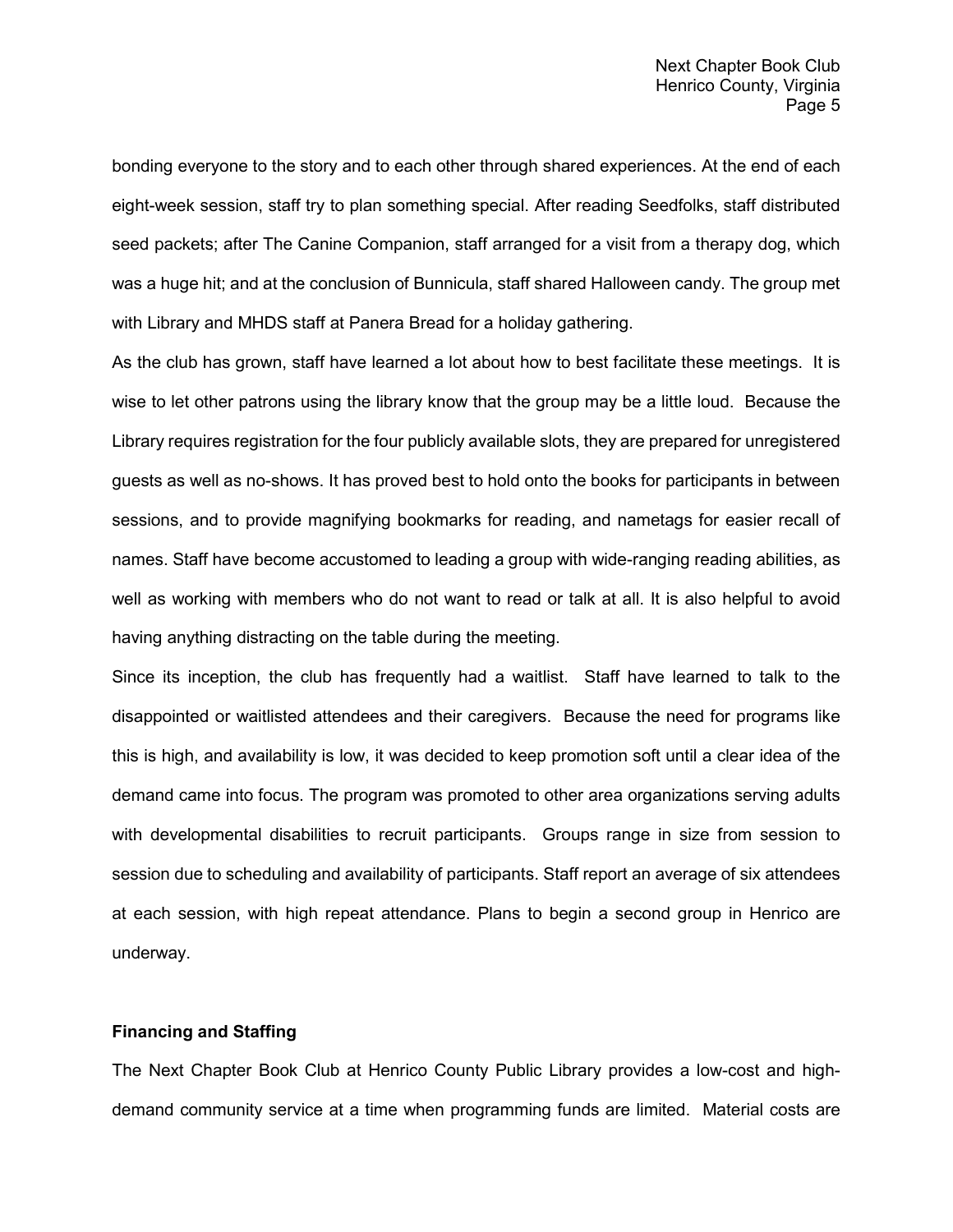bonding everyone to the story and to each other through shared experiences. At the end of each eight-week session, staff try to plan something special. After reading Seedfolks, staff distributed seed packets; after The Canine Companion, staff arranged for a visit from a therapy dog, which was a huge hit; and at the conclusion of Bunnicula, staff shared Halloween candy. The group met with Library and MHDS staff at Panera Bread for a holiday gathering.

As the club has grown, staff have learned a lot about how to best facilitate these meetings. It is wise to let other patrons using the library know that the group may be a little loud. Because the Library requires registration for the four publicly available slots, they are prepared for unregistered guests as well as no-shows. It has proved best to hold onto the books for participants in between sessions, and to provide magnifying bookmarks for reading, and nametags for easier recall of names. Staff have become accustomed to leading a group with wide-ranging reading abilities, as well as working with members who do not want to read or talk at all. It is also helpful to avoid having anything distracting on the table during the meeting.

Since its inception, the club has frequently had a waitlist. Staff have learned to talk to the disappointed or waitlisted attendees and their caregivers. Because the need for programs like this is high, and availability is low, it was decided to keep promotion soft until a clear idea of the demand came into focus. The program was promoted to other area organizations serving adults with developmental disabilities to recruit participants. Groups range in size from session to session due to scheduling and availability of participants. Staff report an average of six attendees at each session, with high repeat attendance. Plans to begin a second group in Henrico are underway.

**Financing and Staffing**

The Next Chapter Book Club at Henrico County Public Library provides a low-cost and high-demand community service at a time when programming funds are limited. Material costs are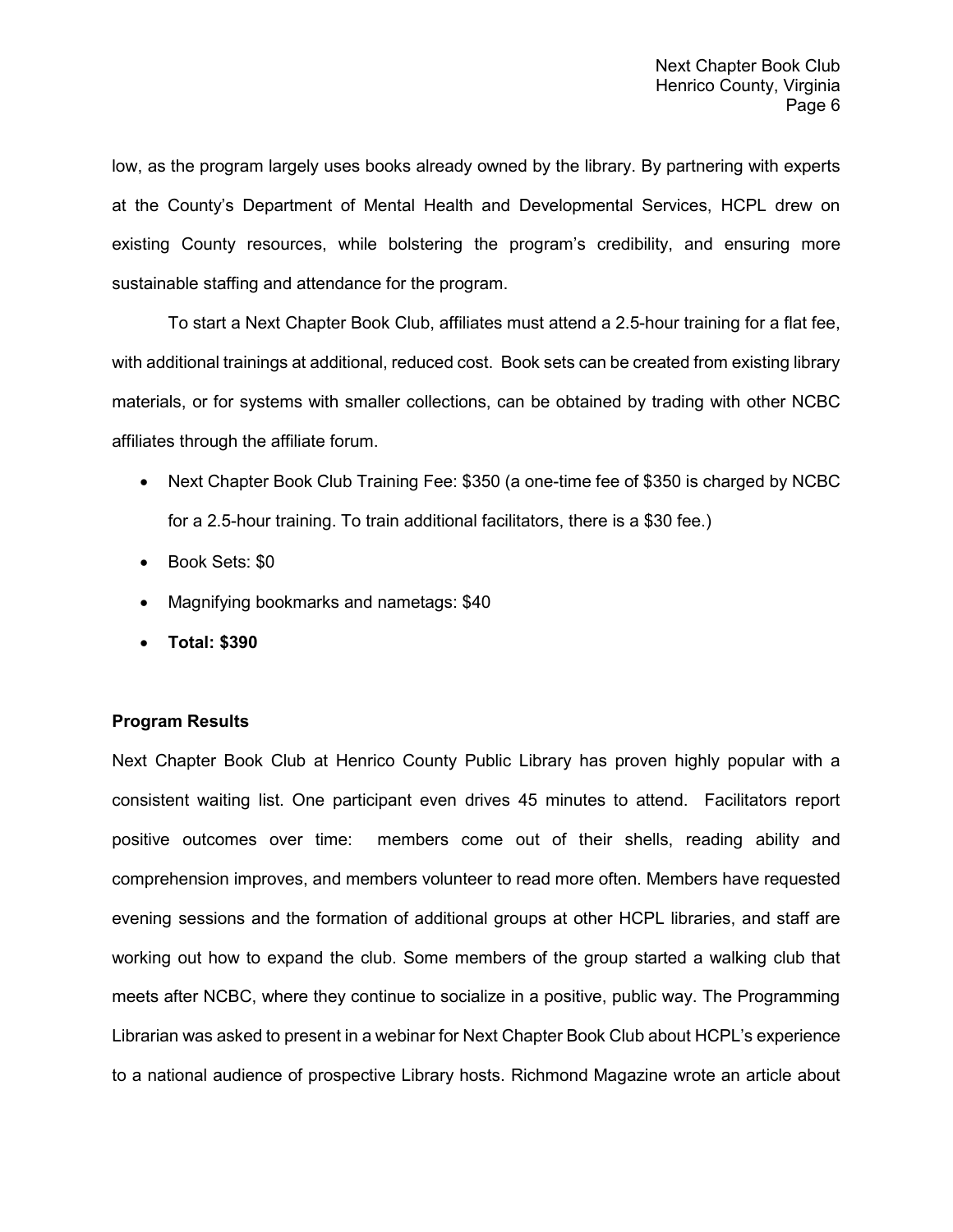low, as the program largely uses books already owned by the library. By partnering with experts at the County's Department of Mental Health and Developmental Services, HCPL drew on existing County resources, while bolstering the program's credibility, and ensuring more sustainable staffing and attendance for the program.

To start a Next Chapter Book Club, affiliates must attend a 2.5-hour training for a flat fee, with additional trainings at additional, reduced cost. Book sets can be created from existing library materials, or for systems with smaller collections, can be obtained by trading with other NCBC affiliates through the affiliate forum.

- Next Chapter Book Club Training Fee: $350 (a one-time fee of $350 is charged by NCBC for a 2.5-hour training. To train additional facilitators, there is a $30 fee.)
- Book Sets: $0
- Magnifying bookmarks and nametags: $40
- **Total: $390**

**Program Results**

Next Chapter Book Club at Henrico County Public Library has proven highly popular with a consistent waiting list. One participant even drives 45 minutes to attend. Facilitators report positive outcomes over time: members come out of their shells, reading ability and comprehension improves, and members volunteer to read more often. Members have requested evening sessions and the formation of additional groups at other HCPL libraries, and staff are working out how to expand the club. Some members of the group started a walking club that meets after NCBC, where they continue to socialize in a positive, public way. The Programming Librarian was asked to present in a webinar for Next Chapter Book Club about HCPL's experience to a national audience of prospective Library hosts. Richmond Magazine wrote an article about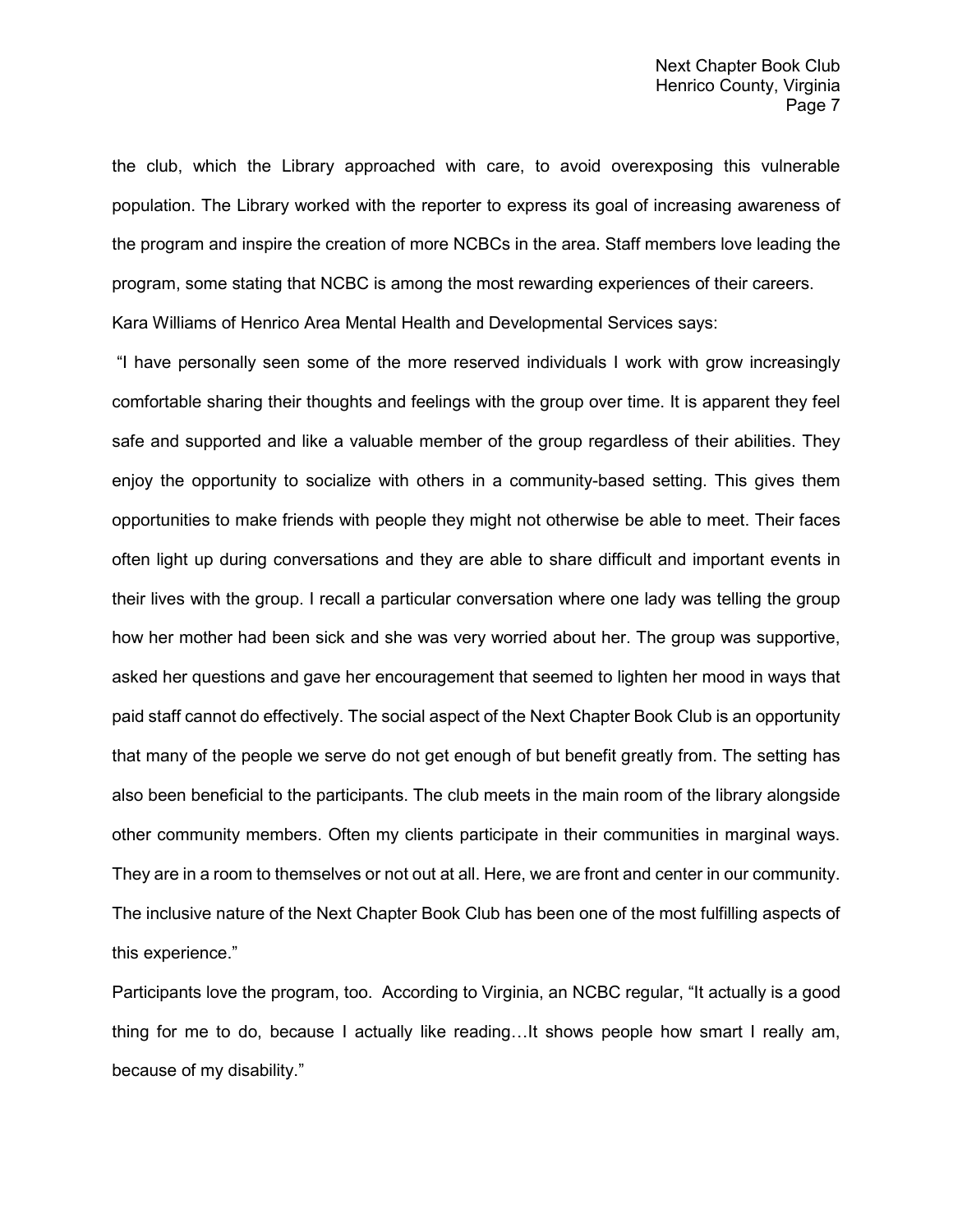the club, which the Library approached with care, to avoid overexposing this vulnerable population. The Library worked with the reporter to express its goal of increasing awareness of the program and inspire the creation of more NCBCs in the area. Staff members love leading the program, some stating that NCBC is among the most rewarding experiences of their careers.

Kara Williams of Henrico Area Mental Health and Developmental Services says:

"I have personally seen some of the more reserved individuals I work with grow increasingly comfortable sharing their thoughts and feelings with the group over time. It is apparent they feel safe and supported and like a valuable member of the group regardless of their abilities. They enjoy the opportunity to socialize with others in a community-based setting. This gives them opportunities to make friends with people they might not otherwise be able to meet. Their faces often light up during conversations and they are able to share difficult and important events in their lives with the group. I recall a particular conversation where one lady was telling the group how her mother had been sick and she was very worried about her. The group was supportive, asked her questions and gave her encouragement that seemed to lighten her mood in ways that paid staff cannot do effectively. The social aspect of the Next Chapter Book Club is an opportunity that many of the people we serve do not get enough of but benefit greatly from. The setting has also been beneficial to the participants. The club meets in the main room of the library alongside other community members. Often my clients participate in their communities in marginal ways. They are in a room to themselves or not out at all. Here, we are front and center in our community. The inclusive nature of the Next Chapter Book Club has been one of the most fulfilling aspects of this experience."

Participants love the program, too. According to Virginia, an NCBC regular, "It actually is a good thing for me to do, because I actually like reading…It shows people how smart I really am, because of my disability."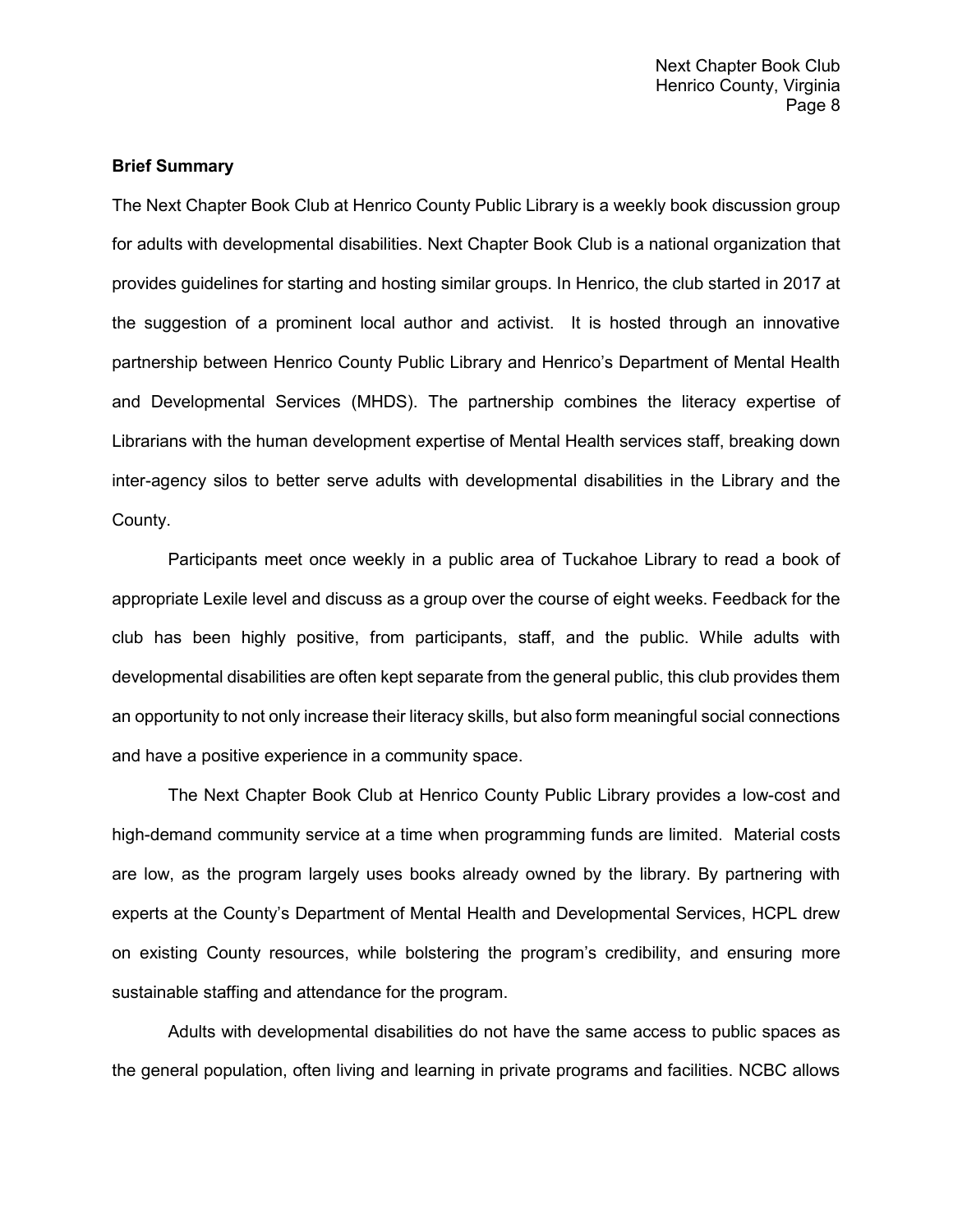**Brief Summary**

The Next Chapter Book Club at Henrico County Public Library is a weekly book discussion group for adults with developmental disabilities. Next Chapter Book Club is a national organization that provides guidelines for starting and hosting similar groups. In Henrico, the club started in 2017 at the suggestion of a prominent local author and activist. It is hosted through an innovative partnership between Henrico County Public Library and Henrico's Department of Mental Health and Developmental Services (MHDS). The partnership combines the literacy expertise of Librarians with the human development expertise of Mental Health services staff, breaking down inter-agency silos to better serve adults with developmental disabilities in the Library and the County.

Participants meet once weekly in a public area of Tuckahoe Library to read a book of appropriate Lexile level and discuss as a group over the course of eight weeks. Feedback for the club has been highly positive, from participants, staff, and the public. While adults with developmental disabilities are often kept separate from the general public, this club provides them an opportunity to not only increase their literacy skills, but also form meaningful social connections and have a positive experience in a community space.

The Next Chapter Book Club at Henrico County Public Library provides a low-cost and high-demand community service at a time when programming funds are limited. Material costs are low, as the program largely uses books already owned by the library. By partnering with experts at the County's Department of Mental Health and Developmental Services, HCPL drew on existing County resources, while bolstering the program's credibility, and ensuring more sustainable staffing and attendance for the program.

Adults with developmental disabilities do not have the same access to public spaces as the general population, often living and learning in private programs and facilities. NCBC allows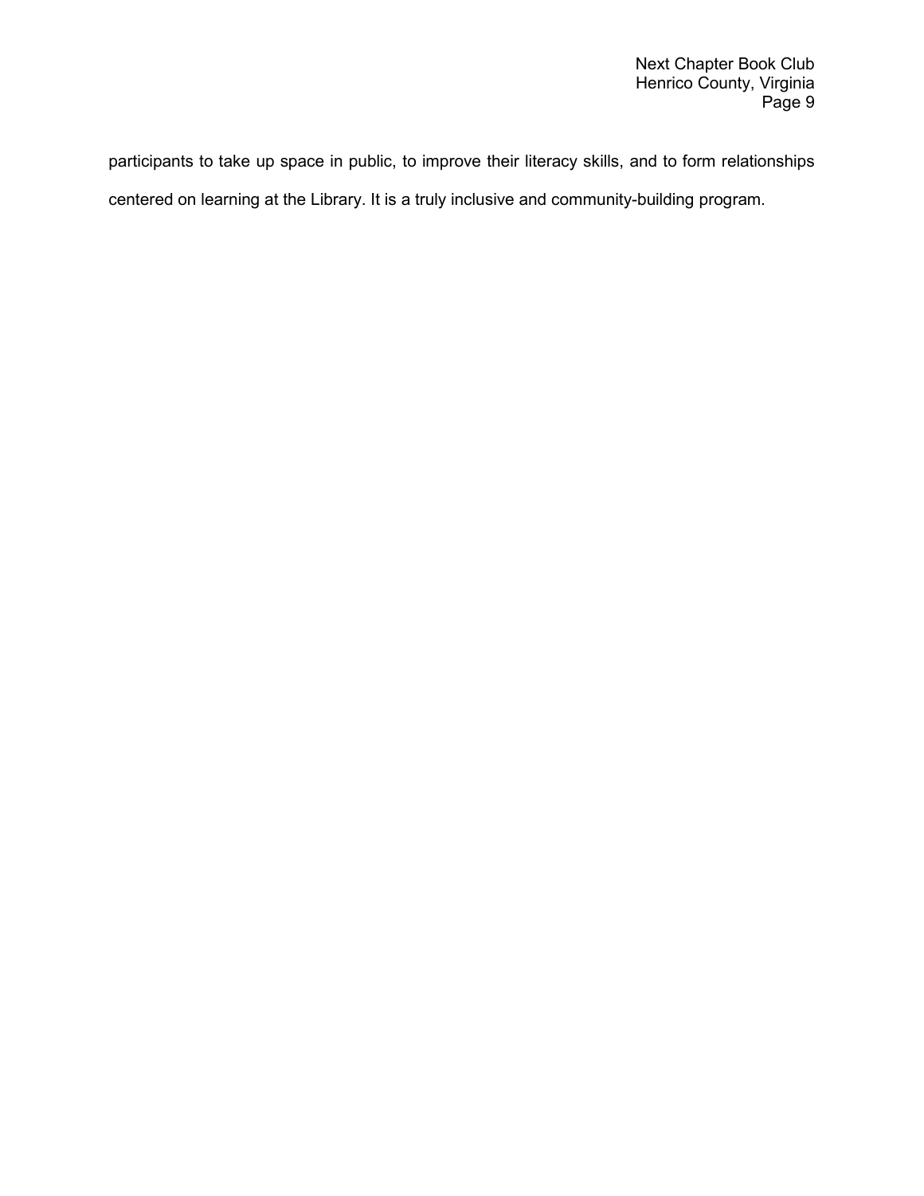participants to take up space in public, to improve their literacy skills, and to form relationships centered on learning at the Library. It is a truly inclusive and community-building program.